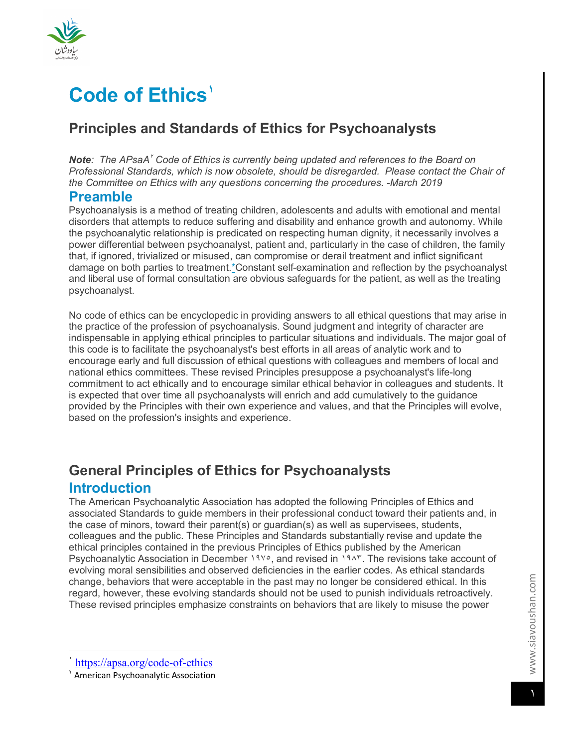# Code of Ethics[1]

## Principles and Standards of Ethics for Psychoanalysts

***Note**: The APsaA[2] Code of Ethics is currently being updated and references to the Board on Professional Standards, which is now obsolete, should be disregarded. Please contact the Chair of the Committee on Ethics with any questions concerning the procedures. -March 2019*

### Preamble

Psychoanalysis is a method of treating children, adolescents and adults with emotional and mental disorders that attempts to reduce suffering and disability and enhance growth and autonomy. While the psychoanalytic relationship is predicated on respecting human dignity, it necessarily involves a power differential between psychoanalyst, patient and, particularly in the case of children, the family that, if ignored, trivialized or misused, can compromise or derail treatment and inflict significant damage on both parties to treatment.*Constant self-examination and reflection by the psychoanalyst and liberal use of formal consultation are obvious safeguards for the patient, as well as the treating psychoanalyst.

No code of ethics can be encyclopedic in providing answers to all ethical questions that may arise in the practice of the profession of psychoanalysis. Sound judgment and integrity of character are indispensable in applying ethical principles to particular situations and individuals. The major goal of this code is to facilitate the psychoanalyst's best efforts in all areas of analytic work and to encourage early and full discussion of ethical questions with colleagues and members of local and national ethics committees. These revised Principles presuppose a psychoanalyst's life-long commitment to act ethically and to encourage similar ethical behavior in colleagues and students. It is expected that over time all psychoanalysts will enrich and add cumulatively to the guidance provided by the Principles with their own experience and values, and that the Principles will evolve, based on the profession's insights and experience.

## General Principles of Ethics for Psychoanalysts

### Introduction

The American Psychoanalytic Association has adopted the following Principles of Ethics and associated Standards to guide members in their professional conduct toward their patients and, in the case of minors, toward their parent(s) or guardian(s) as well as supervisees, students, colleagues and the public. These Principles and Standards substantially revise and update the ethical principles contained in the previous Principles of Ethics published by the American Psychoanalytic Association in December ۱۹۷۵, and revised in ۱۹۸۳. The revisions take account of evolving moral sensibilities and observed deficiencies in the earlier codes. As ethical standards change, behaviors that were acceptable in the past may no longer be considered ethical. In this regard, however, these evolving standards should not be used to punish individuals retroactively. These revised principles emphasize constraints on behaviors that are likely to misuse the power

---

[1] https://apsa.org/code-of-ethics

[2] American Psychoanalytic Association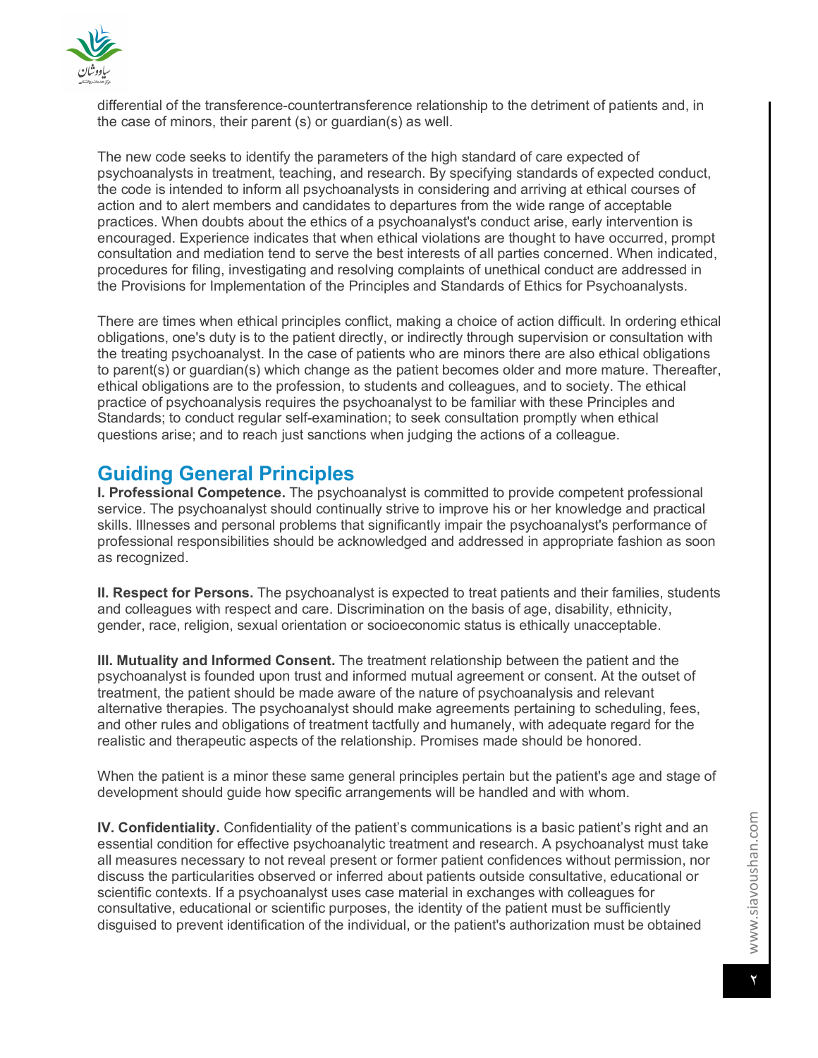differential of the transference-countertransference relationship to the detriment of patients and, in the case of minors, their parent (s) or guardian(s) as well.

The new code seeks to identify the parameters of the high standard of care expected of psychoanalysts in treatment, teaching, and research. By specifying standards of expected conduct, the code is intended to inform all psychoanalysts in considering and arriving at ethical courses of action and to alert members and candidates to departures from the wide range of acceptable practices. When doubts about the ethics of a psychoanalyst's conduct arise, early intervention is encouraged. Experience indicates that when ethical violations are thought to have occurred, prompt consultation and mediation tend to serve the best interests of all parties concerned. When indicated, procedures for filing, investigating and resolving complaints of unethical conduct are addressed in the Provisions for Implementation of the Principles and Standards of Ethics for Psychoanalysts.

There are times when ethical principles conflict, making a choice of action difficult. In ordering ethical obligations, one's duty is to the patient directly, or indirectly through supervision or consultation with the treating psychoanalyst. In the case of patients who are minors there are also ethical obligations to parent(s) or guardian(s) which change as the patient becomes older and more mature. Thereafter, ethical obligations are to the profession, to students and colleagues, and to society. The ethical practice of psychoanalysis requires the psychoanalyst to be familiar with these Principles and Standards; to conduct regular self-examination; to seek consultation promptly when ethical questions arise; and to reach just sanctions when judging the actions of a colleague.

## Guiding General Principles

**I. Professional Competence.** The psychoanalyst is committed to provide competent professional service. The psychoanalyst should continually strive to improve his or her knowledge and practical skills. Illnesses and personal problems that significantly impair the psychoanalyst's performance of professional responsibilities should be acknowledged and addressed in appropriate fashion as soon as recognized.

**II. Respect for Persons.** The psychoanalyst is expected to treat patients and their families, students and colleagues with respect and care. Discrimination on the basis of age, disability, ethnicity, gender, race, religion, sexual orientation or socioeconomic status is ethically unacceptable.

**III. Mutuality and Informed Consent.** The treatment relationship between the patient and the psychoanalyst is founded upon trust and informed mutual agreement or consent. At the outset of treatment, the patient should be made aware of the nature of psychoanalysis and relevant alternative therapies. The psychoanalyst should make agreements pertaining to scheduling, fees, and other rules and obligations of treatment tactfully and humanely, with adequate regard for the realistic and therapeutic aspects of the relationship. Promises made should be honored.

When the patient is a minor these same general principles pertain but the patient's age and stage of development should guide how specific arrangements will be handled and with whom.

**IV. Confidentiality.** Confidentiality of the patient's communications is a basic patient's right and an essential condition for effective psychoanalytic treatment and research. A psychoanalyst must take all measures necessary to not reveal present or former patient confidences without permission, nor discuss the particularities observed or inferred about patients outside consultative, educational or scientific contexts. If a psychoanalyst uses case material in exchanges with colleagues for consultative, educational or scientific purposes, the identity of the patient must be sufficiently disguised to prevent identification of the individual, or the patient's authorization must be obtained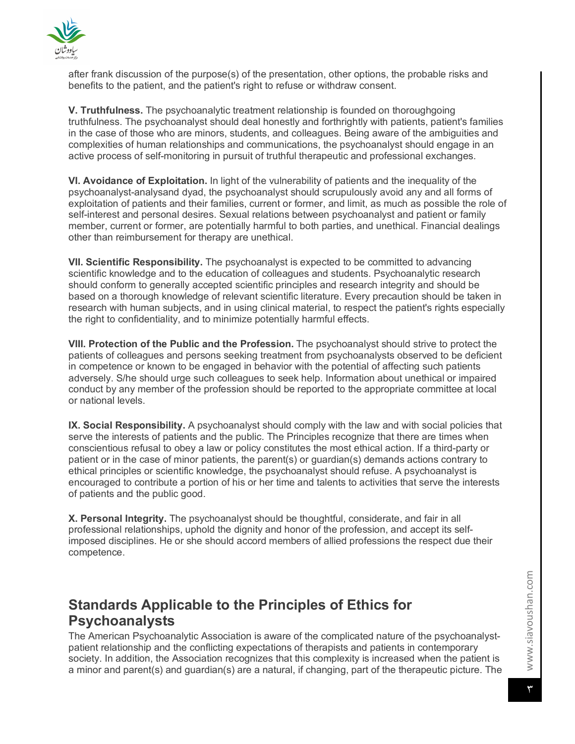after frank discussion of the purpose(s) of the presentation, other options, the probable risks and benefits to the patient, and the patient's right to refuse or withdraw consent.

**V. Truthfulness.** The psychoanalytic treatment relationship is founded on thoroughgoing truthfulness. The psychoanalyst should deal honestly and forthrightly with patients, patient's families in the case of those who are minors, students, and colleagues. Being aware of the ambiguities and complexities of human relationships and communications, the psychoanalyst should engage in an active process of self-monitoring in pursuit of truthful therapeutic and professional exchanges.

**VI. Avoidance of Exploitation.** In light of the vulnerability of patients and the inequality of the psychoanalyst-analysand dyad, the psychoanalyst should scrupulously avoid any and all forms of exploitation of patients and their families, current or former, and limit, as much as possible the role of self-interest and personal desires. Sexual relations between psychoanalyst and patient or family member, current or former, are potentially harmful to both parties, and unethical. Financial dealings other than reimbursement for therapy are unethical.

**VII. Scientific Responsibility.** The psychoanalyst is expected to be committed to advancing scientific knowledge and to the education of colleagues and students. Psychoanalytic research should conform to generally accepted scientific principles and research integrity and should be based on a thorough knowledge of relevant scientific literature. Every precaution should be taken in research with human subjects, and in using clinical material, to respect the patient's rights especially the right to confidentiality, and to minimize potentially harmful effects.

**VIII. Protection of the Public and the Profession.** The psychoanalyst should strive to protect the patients of colleagues and persons seeking treatment from psychoanalysts observed to be deficient in competence or known to be engaged in behavior with the potential of affecting such patients adversely. S/he should urge such colleagues to seek help. Information about unethical or impaired conduct by any member of the profession should be reported to the appropriate committee at local or national levels.

**IX. Social Responsibility.** A psychoanalyst should comply with the law and with social policies that serve the interests of patients and the public. The Principles recognize that there are times when conscientious refusal to obey a law or policy constitutes the most ethical action. If a third-party or patient or in the case of minor patients, the parent(s) or guardian(s) demands actions contrary to ethical principles or scientific knowledge, the psychoanalyst should refuse. A psychoanalyst is encouraged to contribute a portion of his or her time and talents to activities that serve the interests of patients and the public good.

**X. Personal Integrity.** The psychoanalyst should be thoughtful, considerate, and fair in all professional relationships, uphold the dignity and honor of the profession, and accept its self-imposed disciplines. He or she should accord members of allied professions the respect due their competence.

## Standards Applicable to the Principles of Ethics for Psychoanalysts

The American Psychoanalytic Association is aware of the complicated nature of the psychoanalyst-patient relationship and the conflicting expectations of therapists and patients in contemporary society. In addition, the Association recognizes that this complexity is increased when the patient is a minor and parent(s) and guardian(s) are a natural, if changing, part of the therapeutic picture. The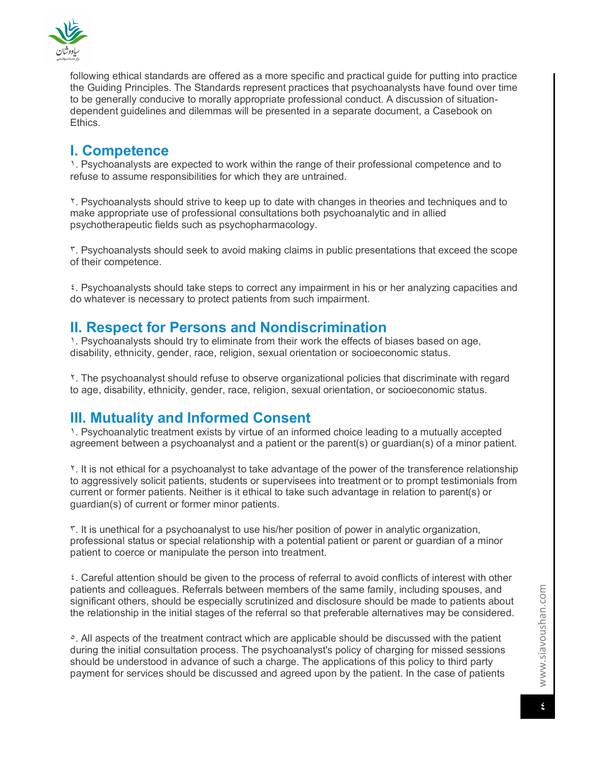following ethical standards are offered as a more specific and practical guide for putting into practice the Guiding Principles. The Standards represent practices that psychoanalysts have found over time to be generally conducive to morally appropriate professional conduct. A discussion of situation-dependent guidelines and dilemmas will be presented in a separate document, a Casebook on Ethics.

## I. Competence

١. Psychoanalysts are expected to work within the range of their professional competence and to refuse to assume responsibilities for which they are untrained.

٢. Psychoanalysts should strive to keep up to date with changes in theories and techniques and to make appropriate use of professional consultations both psychoanalytic and in allied psychotherapeutic fields such as psychopharmacology.

٣. Psychoanalysts should seek to avoid making claims in public presentations that exceed the scope of their competence.

٤. Psychoanalysts should take steps to correct any impairment in his or her analyzing capacities and do whatever is necessary to protect patients from such impairment.

## II. Respect for Persons and Nondiscrimination

١. Psychoanalysts should try to eliminate from their work the effects of biases based on age, disability, ethnicity, gender, race, religion, sexual orientation or socioeconomic status.

٢. The psychoanalyst should refuse to observe organizational policies that discriminate with regard to age, disability, ethnicity, gender, race, religion, sexual orientation, or socioeconomic status.

## III. Mutuality and Informed Consent

١. Psychoanalytic treatment exists by virtue of an informed choice leading to a mutually accepted agreement between a psychoanalyst and a patient or the parent(s) or guardian(s) of a minor patient.

٢. It is not ethical for a psychoanalyst to take advantage of the power of the transference relationship to aggressively solicit patients, students or supervisees into treatment or to prompt testimonials from current or former patients. Neither is it ethical to take such advantage in relation to parent(s) or guardian(s) of current or former minor patients.

٣. It is unethical for a psychoanalyst to use his/her position of power in analytic organization, professional status or special relationship with a potential patient or parent or guardian of a minor patient to coerce or manipulate the person into treatment.

٤. Careful attention should be given to the process of referral to avoid conflicts of interest with other patients and colleagues. Referrals between members of the same family, including spouses, and significant others, should be especially scrutinized and disclosure should be made to patients about the relationship in the initial stages of the referral so that preferable alternatives may be considered.

٥. All aspects of the treatment contract which are applicable should be discussed with the patient during the initial consultation process. The psychoanalyst's policy of charging for missed sessions should be understood in advance of such a charge. The applications of this policy to third party payment for services should be discussed and agreed upon by the patient. In the case of patients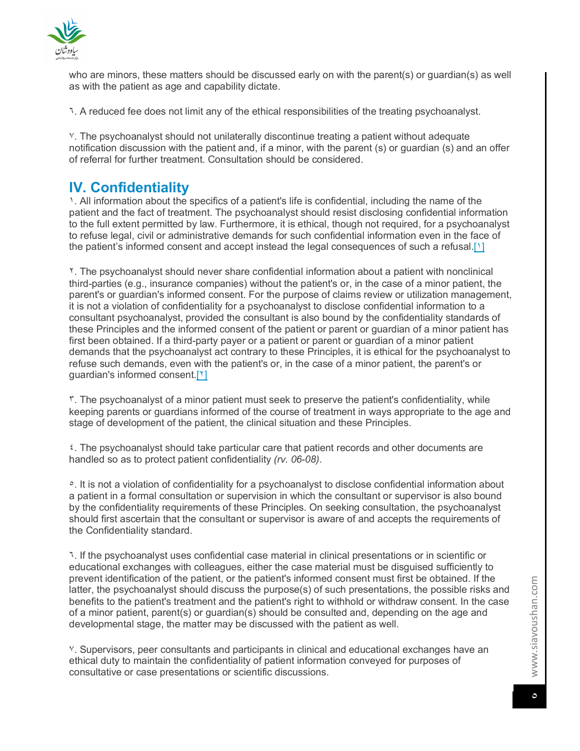who are minors, these matters should be discussed early on with the parent(s) or guardian(s) as well as with the patient as age and capability dictate.

٦. A reduced fee does not limit any of the ethical responsibilities of the treating psychoanalyst.

٧. The psychoanalyst should not unilaterally discontinue treating a patient without adequate notification discussion with the patient and, if a minor, with the parent (s) or guardian (s) and an offer of referral for further treatment. Consultation should be considered.

## IV. Confidentiality

١. All information about the specifics of a patient's life is confidential, including the name of the patient and the fact of treatment. The psychoanalyst should resist disclosing confidential information to the full extent permitted by law. Furthermore, it is ethical, though not required, for a psychoanalyst to refuse legal, civil or administrative demands for such confidential information even in the face of the patient's informed consent and accept instead the legal consequences of such a refusal.[١]

٢. The psychoanalyst should never share confidential information about a patient with nonclinical third-parties (e.g., insurance companies) without the patient's or, in the case of a minor patient, the parent's or guardian's informed consent. For the purpose of claims review or utilization management, it is not a violation of confidentiality for a psychoanalyst to disclose confidential information to a consultant psychoanalyst, provided the consultant is also bound by the confidentiality standards of these Principles and the informed consent of the patient or parent or guardian of a minor patient has first been obtained. If a third-party payer or a patient or parent or guardian of a minor patient demands that the psychoanalyst act contrary to these Principles, it is ethical for the psychoanalyst to refuse such demands, even with the patient's or, in the case of a minor patient, the parent's or guardian's informed consent.[٢]

٣. The psychoanalyst of a minor patient must seek to preserve the patient's confidentiality, while keeping parents or guardians informed of the course of treatment in ways appropriate to the age and stage of development of the patient, the clinical situation and these Principles.

٤. The psychoanalyst should take particular care that patient records and other documents are handled so as to protect patient confidentiality *(rv. 06-08)*.

٥. It is not a violation of confidentiality for a psychoanalyst to disclose confidential information about a patient in a formal consultation or supervision in which the consultant or supervisor is also bound by the confidentiality requirements of these Principles. On seeking consultation, the psychoanalyst should first ascertain that the consultant or supervisor is aware of and accepts the requirements of the Confidentiality standard.

٦. If the psychoanalyst uses confidential case material in clinical presentations or in scientific or educational exchanges with colleagues, either the case material must be disguised sufficiently to prevent identification of the patient, or the patient's informed consent must first be obtained. If the latter, the psychoanalyst should discuss the purpose(s) of such presentations, the possible risks and benefits to the patient's treatment and the patient's right to withhold or withdraw consent. In the case of a minor patient, parent(s) or guardian(s) should be consulted and, depending on the age and developmental stage, the matter may be discussed with the patient as well.

٧. Supervisors, peer consultants and participants in clinical and educational exchanges have an ethical duty to maintain the confidentiality of patient information conveyed for purposes of consultative or case presentations or scientific discussions.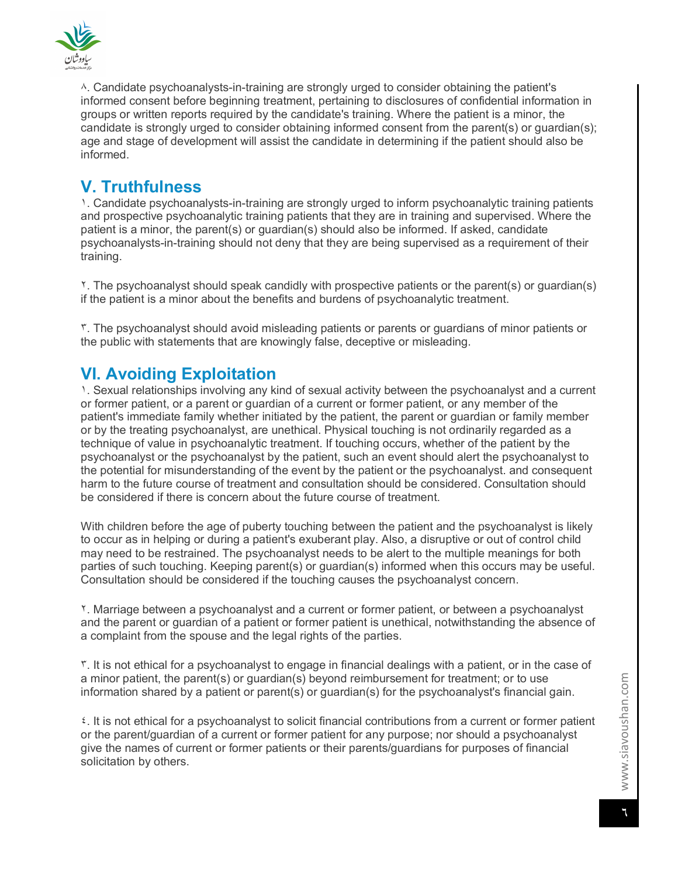۸. Candidate psychoanalysts-in-training are strongly urged to consider obtaining the patient's informed consent before beginning treatment, pertaining to disclosures of confidential information in groups or written reports required by the candidate's training. Where the patient is a minor, the candidate is strongly urged to consider obtaining informed consent from the parent(s) or guardian(s); age and stage of development will assist the candidate in determining if the patient should also be informed.

## V. Truthfulness

۱. Candidate psychoanalysts-in-training are strongly urged to inform psychoanalytic training patients and prospective psychoanalytic training patients that they are in training and supervised. Where the patient is a minor, the parent(s) or guardian(s) should also be informed. If asked, candidate psychoanalysts-in-training should not deny that they are being supervised as a requirement of their training.

۲. The psychoanalyst should speak candidly with prospective patients or the parent(s) or guardian(s) if the patient is a minor about the benefits and burdens of psychoanalytic treatment.

۳. The psychoanalyst should avoid misleading patients or parents or guardians of minor patients or the public with statements that are knowingly false, deceptive or misleading.

## VI. Avoiding Exploitation

۱. Sexual relationships involving any kind of sexual activity between the psychoanalyst and a current or former patient, or a parent or guardian of a current or former patient, or any member of the patient's immediate family whether initiated by the patient, the parent or guardian or family member or by the treating psychoanalyst, are unethical. Physical touching is not ordinarily regarded as a technique of value in psychoanalytic treatment. If touching occurs, whether of the patient by the psychoanalyst or the psychoanalyst by the patient, such an event should alert the psychoanalyst to the potential for misunderstanding of the event by the patient or the psychoanalyst. and consequent harm to the future course of treatment and consultation should be considered. Consultation should be considered if there is concern about the future course of treatment.

With children before the age of puberty touching between the patient and the psychoanalyst is likely to occur as in helping or during a patient's exuberant play. Also, a disruptive or out of control child may need to be restrained. The psychoanalyst needs to be alert to the multiple meanings for both parties of such touching. Keeping parent(s) or guardian(s) informed when this occurs may be useful. Consultation should be considered if the touching causes the psychoanalyst concern.

۲. Marriage between a psychoanalyst and a current or former patient, or between a psychoanalyst and the parent or guardian of a patient or former patient is unethical, notwithstanding the absence of a complaint from the spouse and the legal rights of the parties.

۳. It is not ethical for a psychoanalyst to engage in financial dealings with a patient, or in the case of a minor patient, the parent(s) or guardian(s) beyond reimbursement for treatment; or to use information shared by a patient or parent(s) or guardian(s) for the psychoanalyst's financial gain.

٤. It is not ethical for a psychoanalyst to solicit financial contributions from a current or former patient or the parent/guardian of a current or former patient for any purpose; nor should a psychoanalyst give the names of current or former patients or their parents/guardians for purposes of financial solicitation by others.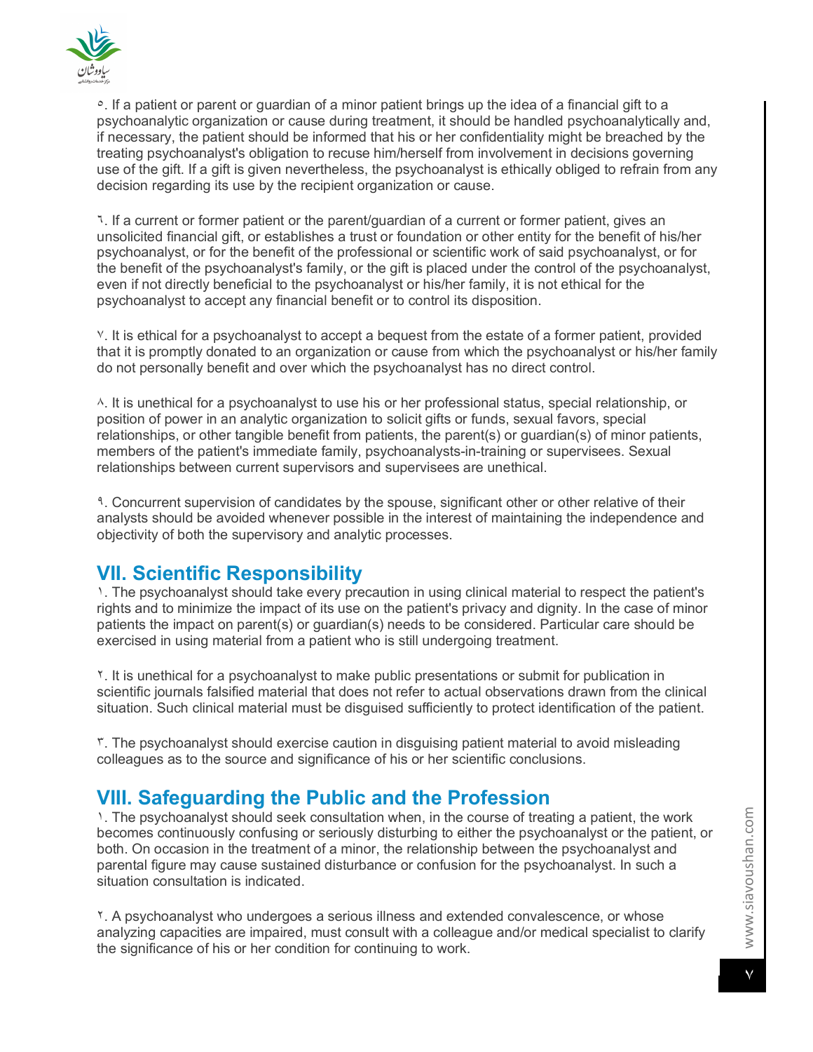٥. If a patient or parent or guardian of a minor patient brings up the idea of a financial gift to a psychoanalytic organization or cause during treatment, it should be handled psychoanalytically and, if necessary, the patient should be informed that his or her confidentiality might be breached by the treating psychoanalyst's obligation to recuse him/herself from involvement in decisions governing use of the gift. If a gift is given nevertheless, the psychoanalyst is ethically obliged to refrain from any decision regarding its use by the recipient organization or cause.

٦. If a current or former patient or the parent/guardian of a current or former patient, gives an unsolicited financial gift, or establishes a trust or foundation or other entity for the benefit of his/her psychoanalyst, or for the benefit of the professional or scientific work of said psychoanalyst, or for the benefit of the psychoanalyst's family, or the gift is placed under the control of the psychoanalyst, even if not directly beneficial to the psychoanalyst or his/her family, it is not ethical for the psychoanalyst to accept any financial benefit or to control its disposition.

٧. It is ethical for a psychoanalyst to accept a bequest from the estate of a former patient, provided that it is promptly donated to an organization or cause from which the psychoanalyst or his/her family do not personally benefit and over which the psychoanalyst has no direct control.

٨. It is unethical for a psychoanalyst to use his or her professional status, special relationship, or position of power in an analytic organization to solicit gifts or funds, sexual favors, special relationships, or other tangible benefit from patients, the parent(s) or guardian(s) of minor patients, members of the patient's immediate family, psychoanalysts-in-training or supervisees. Sexual relationships between current supervisors and supervisees are unethical.

٩. Concurrent supervision of candidates by the spouse, significant other or other relative of their analysts should be avoided whenever possible in the interest of maintaining the independence and objectivity of both the supervisory and analytic processes.

## VII. Scientific Responsibility

١. The psychoanalyst should take every precaution in using clinical material to respect the patient's rights and to minimize the impact of its use on the patient's privacy and dignity. In the case of minor patients the impact on parent(s) or guardian(s) needs to be considered. Particular care should be exercised in using material from a patient who is still undergoing treatment.

٢. It is unethical for a psychoanalyst to make public presentations or submit for publication in scientific journals falsified material that does not refer to actual observations drawn from the clinical situation. Such clinical material must be disguised sufficiently to protect identification of the patient.

٣. The psychoanalyst should exercise caution in disguising patient material to avoid misleading colleagues as to the source and significance of his or her scientific conclusions.

## VIII. Safeguarding the Public and the Profession

١. The psychoanalyst should seek consultation when, in the course of treating a patient, the work becomes continuously confusing or seriously disturbing to either the psychoanalyst or the patient, or both. On occasion in the treatment of a minor, the relationship between the psychoanalyst and parental figure may cause sustained disturbance or confusion for the psychoanalyst. In such a situation consultation is indicated.

٢. A psychoanalyst who undergoes a serious illness and extended convalescence, or whose analyzing capacities are impaired, must consult with a colleague and/or medical specialist to clarify the significance of his or her condition for continuing to work.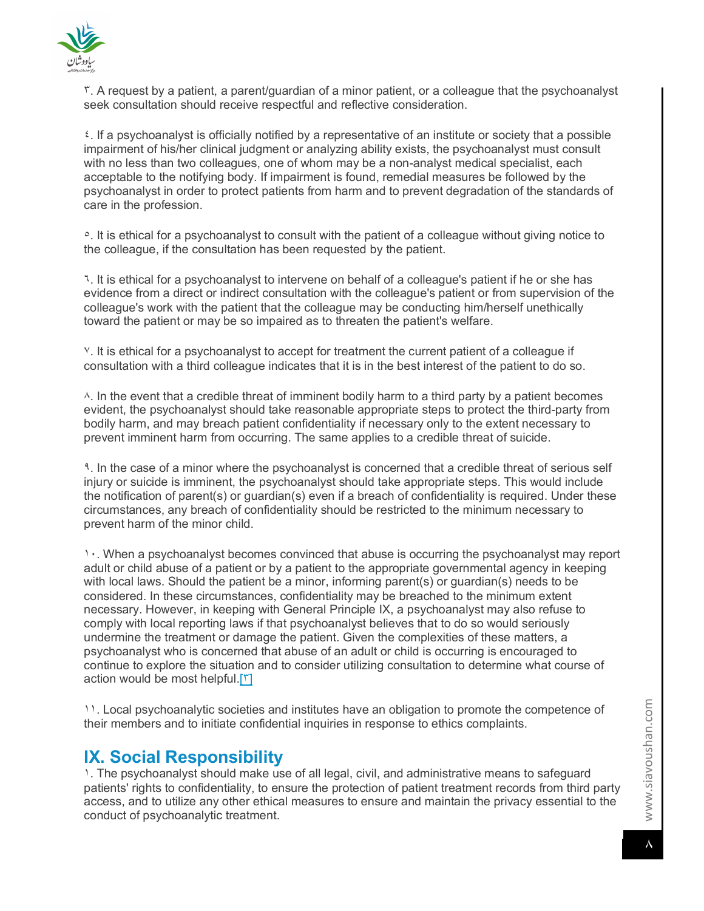٣. A request by a patient, a parent/guardian of a minor patient, or a colleague that the psychoanalyst seek consultation should receive respectful and reflective consideration.

٤. If a psychoanalyst is officially notified by a representative of an institute or society that a possible impairment of his/her clinical judgment or analyzing ability exists, the psychoanalyst must consult with no less than two colleagues, one of whom may be a non-analyst medical specialist, each acceptable to the notifying body. If impairment is found, remedial measures be followed by the psychoanalyst in order to protect patients from harm and to prevent degradation of the standards of care in the profession.

٥. It is ethical for a psychoanalyst to consult with the patient of a colleague without giving notice to the colleague, if the consultation has been requested by the patient.

٦. It is ethical for a psychoanalyst to intervene on behalf of a colleague's patient if he or she has evidence from a direct or indirect consultation with the colleague's patient or from supervision of the colleague's work with the patient that the colleague may be conducting him/herself unethically toward the patient or may be so impaired as to threaten the patient's welfare.

٧. It is ethical for a psychoanalyst to accept for treatment the current patient of a colleague if consultation with a third colleague indicates that it is in the best interest of the patient to do so.

٨. In the event that a credible threat of imminent bodily harm to a third party by a patient becomes evident, the psychoanalyst should take reasonable appropriate steps to protect the third-party from bodily harm, and may breach patient confidentiality if necessary only to the extent necessary to prevent imminent harm from occurring. The same applies to a credible threat of suicide.

٩. In the case of a minor where the psychoanalyst is concerned that a credible threat of serious self injury or suicide is imminent, the psychoanalyst should take appropriate steps. This would include the notification of parent(s) or guardian(s) even if a breach of confidentiality is required. Under these circumstances, any breach of confidentiality should be restricted to the minimum necessary to prevent harm of the minor child.

١٠. When a psychoanalyst becomes convinced that abuse is occurring the psychoanalyst may report adult or child abuse of a patient or by a patient to the appropriate governmental agency in keeping with local laws. Should the patient be a minor, informing parent(s) or guardian(s) needs to be considered. In these circumstances, confidentiality may be breached to the minimum extent necessary. However, in keeping with General Principle IX, a psychoanalyst may also refuse to comply with local reporting laws if that psychoanalyst believes that to do so would seriously undermine the treatment or damage the patient. Given the complexities of these matters, a psychoanalyst who is concerned that abuse of an adult or child is occurring is encouraged to continue to explore the situation and to consider utilizing consultation to determine what course of action would be most helpful.[٣]

١١. Local psychoanalytic societies and institutes have an obligation to promote the competence of their members and to initiate confidential inquiries in response to ethics complaints.

## IX. Social Responsibility

١. The psychoanalyst should make use of all legal, civil, and administrative means to safeguard patients' rights to confidentiality, to ensure the protection of patient treatment records from third party access, and to utilize any other ethical measures to ensure and maintain the privacy essential to the conduct of psychoanalytic treatment.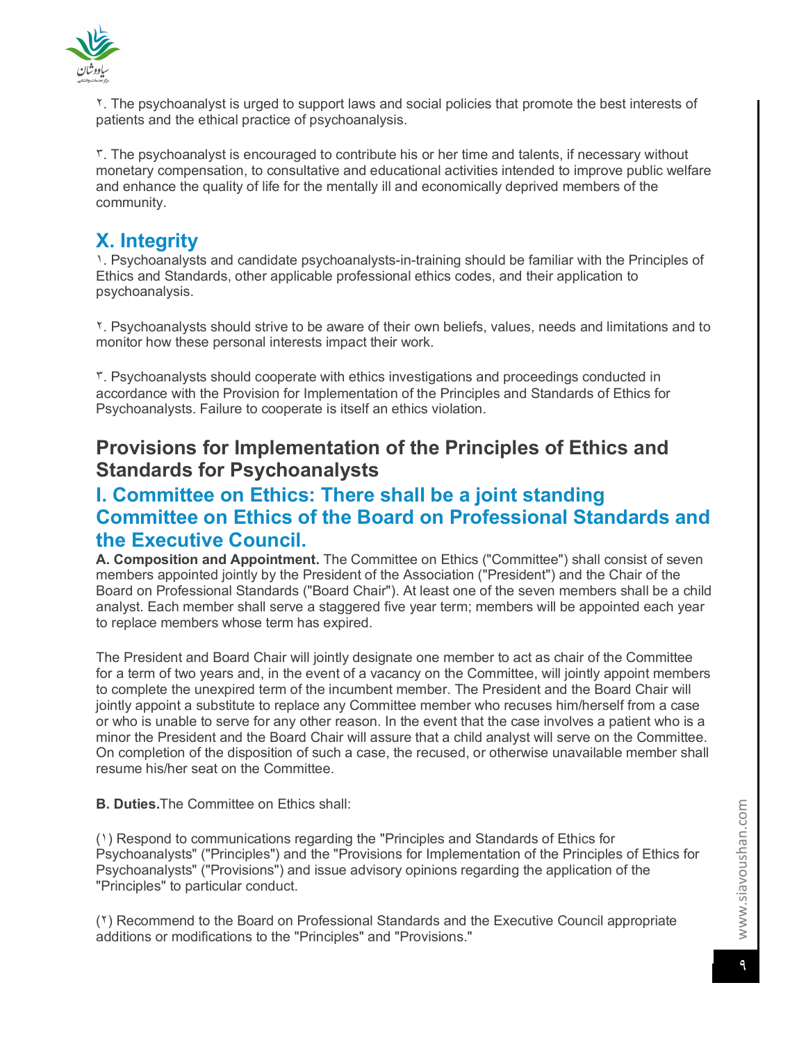۲. The psychoanalyst is urged to support laws and social policies that promote the best interests of patients and the ethical practice of psychoanalysis.

۳. The psychoanalyst is encouraged to contribute his or her time and talents, if necessary without monetary compensation, to consultative and educational activities intended to improve public welfare and enhance the quality of life for the mentally ill and economically deprived members of the community.

## X. Integrity

۱. Psychoanalysts and candidate psychoanalysts-in-training should be familiar with the Principles of Ethics and Standards, other applicable professional ethics codes, and their application to psychoanalysis.

۲. Psychoanalysts should strive to be aware of their own beliefs, values, needs and limitations and to monitor how these personal interests impact their work.

۳. Psychoanalysts should cooperate with ethics investigations and proceedings conducted in accordance with the Provision for Implementation of the Principles and Standards of Ethics for Psychoanalysts. Failure to cooperate is itself an ethics violation.

# Provisions for Implementation of the Principles of Ethics and Standards for Psychoanalysts

## I. Committee on Ethics: There shall be a joint standing Committee on Ethics of the Board on Professional Standards and the Executive Council.

**A. Composition and Appointment.** The Committee on Ethics ("Committee") shall consist of seven members appointed jointly by the President of the Association ("President") and the Chair of the Board on Professional Standards ("Board Chair"). At least one of the seven members shall be a child analyst. Each member shall serve a staggered five year term; members will be appointed each year to replace members whose term has expired.

The President and Board Chair will jointly designate one member to act as chair of the Committee for a term of two years and, in the event of a vacancy on the Committee, will jointly appoint members to complete the unexpired term of the incumbent member. The President and the Board Chair will jointly appoint a substitute to replace any Committee member who recuses him/herself from a case or who is unable to serve for any other reason. In the event that the case involves a patient who is a minor the President and the Board Chair will assure that a child analyst will serve on the Committee. On completion of the disposition of such a case, the recused, or otherwise unavailable member shall resume his/her seat on the Committee.

**B. Duties.** The Committee on Ethics shall:

(۱) Respond to communications regarding the "Principles and Standards of Ethics for Psychoanalysts" ("Principles") and the "Provisions for Implementation of the Principles of Ethics for Psychoanalysts" ("Provisions") and issue advisory opinions regarding the application of the "Principles" to particular conduct.

(۲) Recommend to the Board on Professional Standards and the Executive Council appropriate additions or modifications to the "Principles" and "Provisions."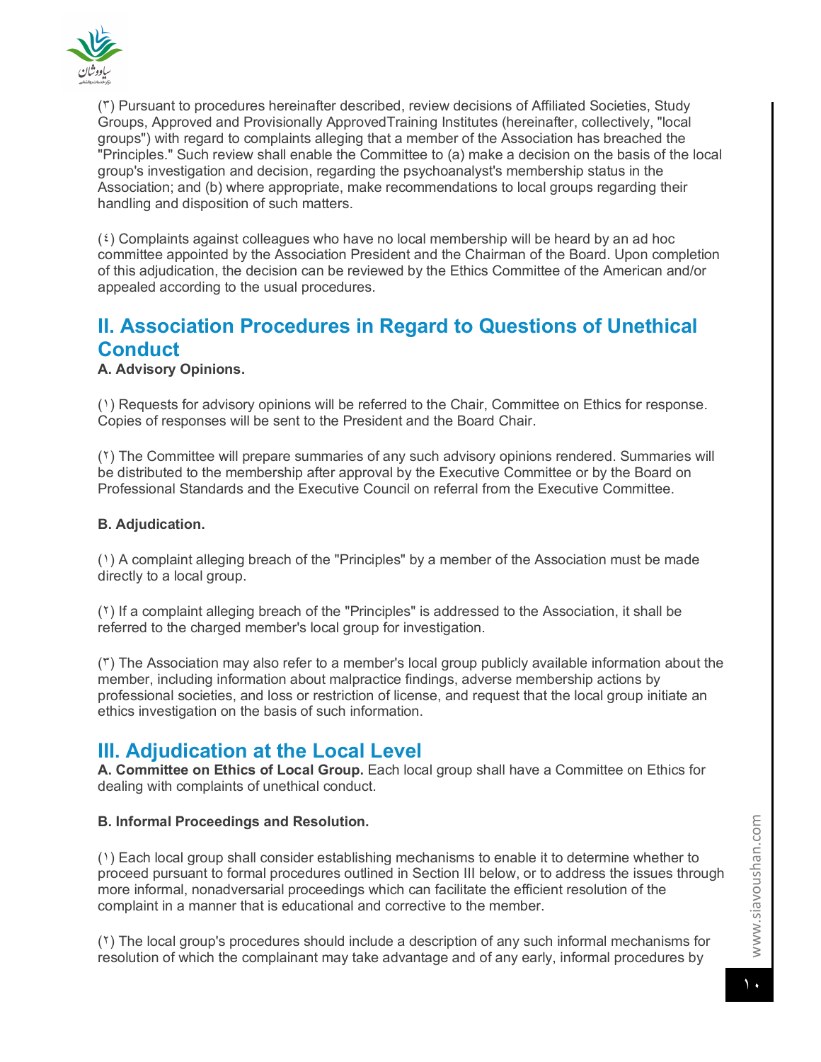(۳) Pursuant to procedures hereinafter described, review decisions of Affiliated Societies, Study Groups, Approved and Provisionally ApprovedTraining Institutes (hereinafter, collectively, "local groups") with regard to complaints alleging that a member of the Association has breached the "Principles." Such review shall enable the Committee to (a) make a decision on the basis of the local group's investigation and decision, regarding the psychoanalyst's membership status in the Association; and (b) where appropriate, make recommendations to local groups regarding their handling and disposition of such matters.

(٤) Complaints against colleagues who have no local membership will be heard by an ad hoc committee appointed by the Association President and the Chairman of the Board. Upon completion of this adjudication, the decision can be reviewed by the Ethics Committee of the American and/or appealed according to the usual procedures.

## II. Association Procedures in Regard to Questions of Unethical Conduct

**A. Advisory Opinions.**

(۱) Requests for advisory opinions will be referred to the Chair, Committee on Ethics for response. Copies of responses will be sent to the President and the Board Chair.

(۲) The Committee will prepare summaries of any such advisory opinions rendered. Summaries will be distributed to the membership after approval by the Executive Committee or by the Board on Professional Standards and the Executive Council on referral from the Executive Committee.

**B. Adjudication.**

(۱) A complaint alleging breach of the "Principles" by a member of the Association must be made directly to a local group.

(۲) If a complaint alleging breach of the "Principles" is addressed to the Association, it shall be referred to the charged member's local group for investigation.

(۳) The Association may also refer to a member's local group publicly available information about the member, including information about malpractice findings, adverse membership actions by professional societies, and loss or restriction of license, and request that the local group initiate an ethics investigation on the basis of such information.

## III. Adjudication at the Local Level

**A. Committee on Ethics of Local Group.** Each local group shall have a Committee on Ethics for dealing with complaints of unethical conduct.

**B. Informal Proceedings and Resolution.**

(۱) Each local group shall consider establishing mechanisms to enable it to determine whether to proceed pursuant to formal procedures outlined in Section III below, or to address the issues through more informal, nonadversarial proceedings which can facilitate the efficient resolution of the complaint in a manner that is educational and corrective to the member.

(۲) The local group's procedures should include a description of any such informal mechanisms for resolution of which the complainant may take advantage and of any early, informal procedures by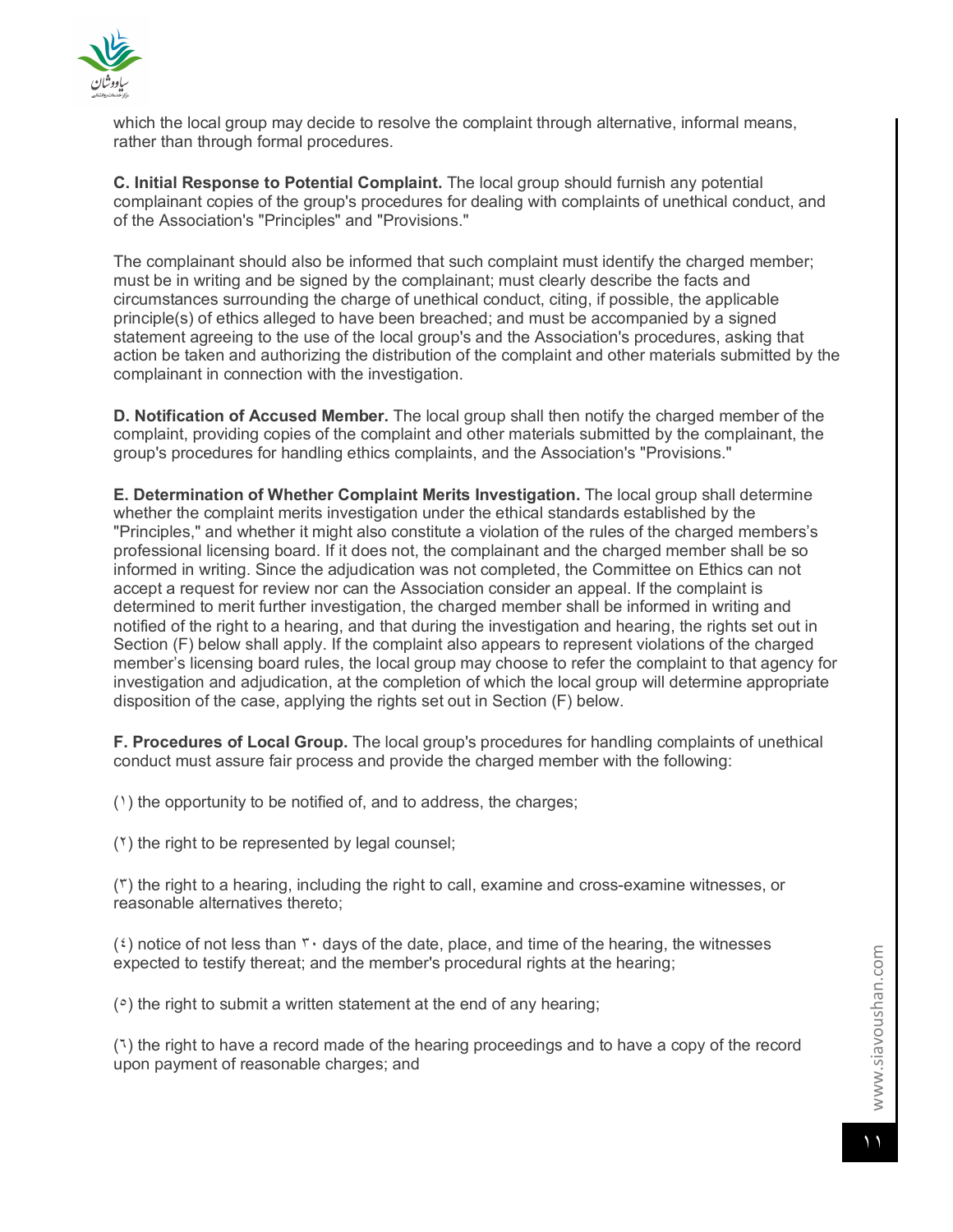which the local group may decide to resolve the complaint through alternative, informal means, rather than through formal procedures.

**C. Initial Response to Potential Complaint.** The local group should furnish any potential complainant copies of the group's procedures for dealing with complaints of unethical conduct, and of the Association's "Principles" and "Provisions."

The complainant should also be informed that such complaint must identify the charged member; must be in writing and be signed by the complainant; must clearly describe the facts and circumstances surrounding the charge of unethical conduct, citing, if possible, the applicable principle(s) of ethics alleged to have been breached; and must be accompanied by a signed statement agreeing to the use of the local group's and the Association's procedures, asking that action be taken and authorizing the distribution of the complaint and other materials submitted by the complainant in connection with the investigation.

**D. Notification of Accused Member.** The local group shall then notify the charged member of the complaint, providing copies of the complaint and other materials submitted by the complainant, the group's procedures for handling ethics complaints, and the Association's "Provisions."

**E. Determination of Whether Complaint Merits Investigation.** The local group shall determine whether the complaint merits investigation under the ethical standards established by the "Principles," and whether it might also constitute a violation of the rules of the charged members's professional licensing board. If it does not, the complainant and the charged member shall be so informed in writing. Since the adjudication was not completed, the Committee on Ethics can not accept a request for review nor can the Association consider an appeal. If the complaint is determined to merit further investigation, the charged member shall be informed in writing and notified of the right to a hearing, and that during the investigation and hearing, the rights set out in Section (F) below shall apply. If the complaint also appears to represent violations of the charged member's licensing board rules, the local group may choose to refer the complaint to that agency for investigation and adjudication, at the completion of which the local group will determine appropriate disposition of the case, applying the rights set out in Section (F) below.

**F. Procedures of Local Group.** The local group's procedures for handling complaints of unethical conduct must assure fair process and provide the charged member with the following:

(١) the opportunity to be notified of, and to address, the charges;

(٢) the right to be represented by legal counsel;

(٣) the right to a hearing, including the right to call, examine and cross-examine witnesses, or reasonable alternatives thereto;

(٤) notice of not less than ٣٠ days of the date, place, and time of the hearing, the witnesses expected to testify thereat; and the member's procedural rights at the hearing;

(٥) the right to submit a written statement at the end of any hearing;

(٦) the right to have a record made of the hearing proceedings and to have a copy of the record upon payment of reasonable charges; and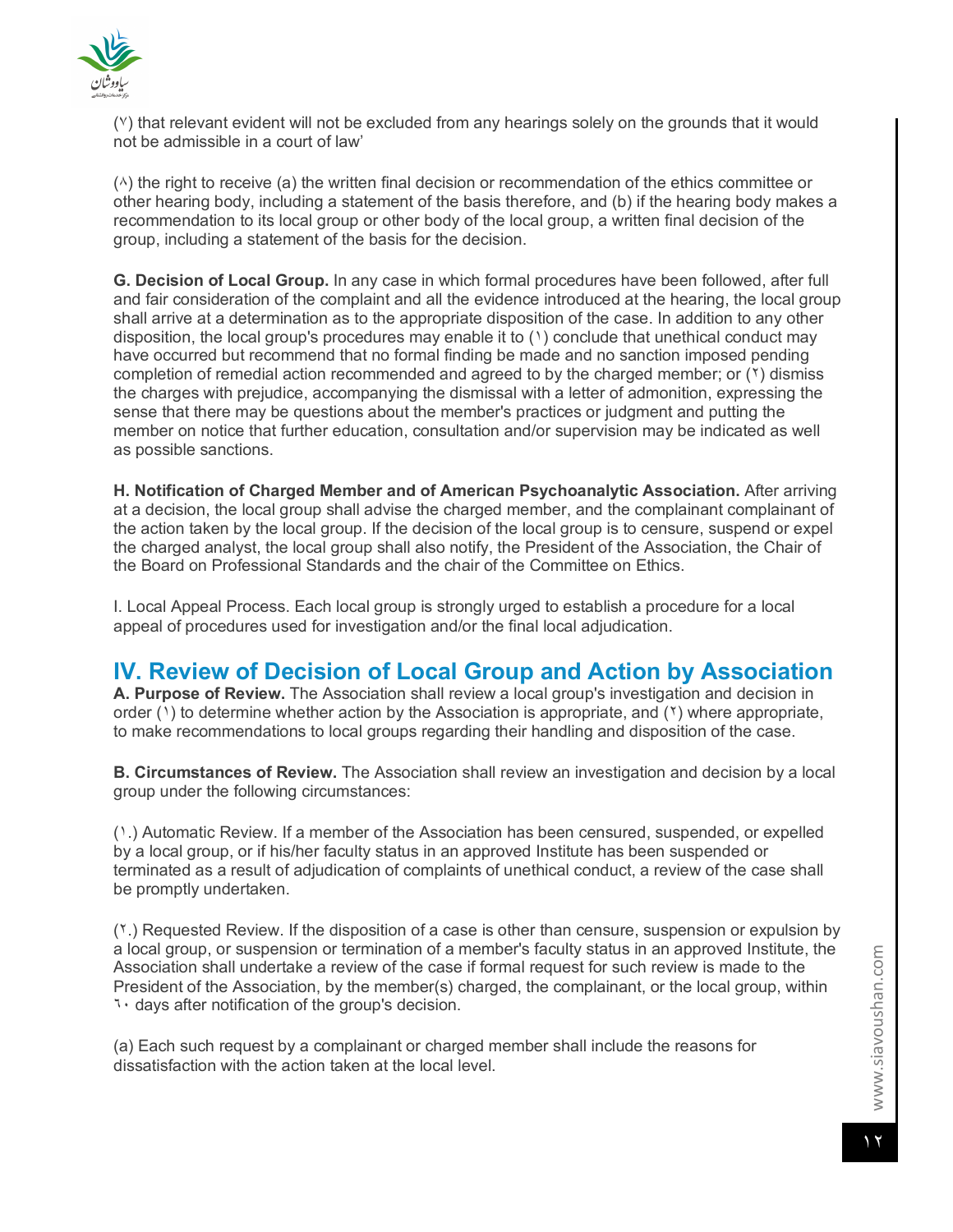(۷) that relevant evident will not be excluded from any hearings solely on the grounds that it would not be admissible in a court of law'

(۸) the right to receive (a) the written final decision or recommendation of the ethics committee or other hearing body, including a statement of the basis therefore, and (b) if the hearing body makes a recommendation to its local group or other body of the local group, a written final decision of the group, including a statement of the basis for the decision.

**G. Decision of Local Group.** In any case in which formal procedures have been followed, after full and fair consideration of the complaint and all the evidence introduced at the hearing, the local group shall arrive at a determination as to the appropriate disposition of the case. In addition to any other disposition, the local group's procedures may enable it to (۱) conclude that unethical conduct may have occurred but recommend that no formal finding be made and no sanction imposed pending completion of remedial action recommended and agreed to by the charged member; or (۲) dismiss the charges with prejudice, accompanying the dismissal with a letter of admonition, expressing the sense that there may be questions about the member's practices or judgment and putting the member on notice that further education, consultation and/or supervision may be indicated as well as possible sanctions.

**H. Notification of Charged Member and of American Psychoanalytic Association.** After arriving at a decision, the local group shall advise the charged member, and the complainant complainant of the action taken by the local group. If the decision of the local group is to censure, suspend or expel the charged analyst, the local group shall also notify, the President of the Association, the Chair of the Board on Professional Standards and the chair of the Committee on Ethics.

I. Local Appeal Process. Each local group is strongly urged to establish a procedure for a local appeal of procedures used for investigation and/or the final local adjudication.

## IV. Review of Decision of Local Group and Action by Association

**A. Purpose of Review.** The Association shall review a local group's investigation and decision in order (۱) to determine whether action by the Association is appropriate, and (۲) where appropriate, to make recommendations to local groups regarding their handling and disposition of the case.

**B. Circumstances of Review.** The Association shall review an investigation and decision by a local group under the following circumstances:

(۱.) Automatic Review. If a member of the Association has been censured, suspended, or expelled by a local group, or if his/her faculty status in an approved Institute has been suspended or terminated as a result of adjudication of complaints of unethical conduct, a review of the case shall be promptly undertaken.

(۲.) Requested Review. If the disposition of a case is other than censure, suspension or expulsion by a local group, or suspension or termination of a member's faculty status in an approved Institute, the Association shall undertake a review of the case if formal request for such review is made to the President of the Association, by the member(s) charged, the complainant, or the local group, within ٦٠ days after notification of the group's decision.

(a) Each such request by a complainant or charged member shall include the reasons for dissatisfaction with the action taken at the local level.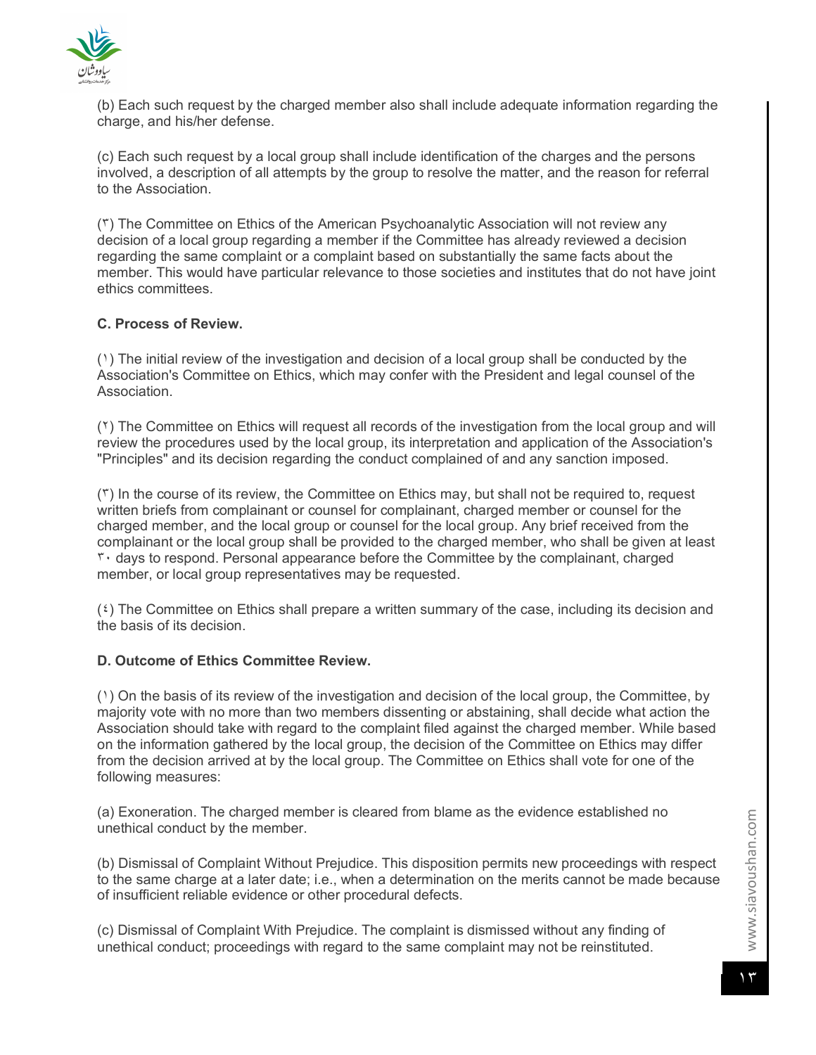(b) Each such request by the charged member also shall include adequate information regarding the charge, and his/her defense.

(c) Each such request by a local group shall include identification of the charges and the persons involved, a description of all attempts by the group to resolve the matter, and the reason for referral to the Association.

(۳) The Committee on Ethics of the American Psychoanalytic Association will not review any decision of a local group regarding a member if the Committee has already reviewed a decision regarding the same complaint or a complaint based on substantially the same facts about the member. This would have particular relevance to those societies and institutes that do not have joint ethics committees.

**C. Process of Review.**

(۱) The initial review of the investigation and decision of a local group shall be conducted by the Association's Committee on Ethics, which may confer with the President and legal counsel of the Association.

(۲) The Committee on Ethics will request all records of the investigation from the local group and will review the procedures used by the local group, its interpretation and application of the Association's "Principles" and its decision regarding the conduct complained of and any sanction imposed.

(۳) In the course of its review, the Committee on Ethics may, but shall not be required to, request written briefs from complainant or counsel for complainant, charged member or counsel for the charged member, and the local group or counsel for the local group. Any brief received from the complainant or the local group shall be provided to the charged member, who shall be given at least ۳۰ days to respond. Personal appearance before the Committee by the complainant, charged member, or local group representatives may be requested.

(٤) The Committee on Ethics shall prepare a written summary of the case, including its decision and the basis of its decision.

**D. Outcome of Ethics Committee Review.**

(۱) On the basis of its review of the investigation and decision of the local group, the Committee, by majority vote with no more than two members dissenting or abstaining, shall decide what action the Association should take with regard to the complaint filed against the charged member. While based on the information gathered by the local group, the decision of the Committee on Ethics may differ from the decision arrived at by the local group. The Committee on Ethics shall vote for one of the following measures:

(a) Exoneration. The charged member is cleared from blame as the evidence established no unethical conduct by the member.

(b) Dismissal of Complaint Without Prejudice. This disposition permits new proceedings with respect to the same charge at a later date; i.e., when a determination on the merits cannot be made because of insufficient reliable evidence or other procedural defects.

(c) Dismissal of Complaint With Prejudice. The complaint is dismissed without any finding of unethical conduct; proceedings with regard to the same complaint may not be reinstituted.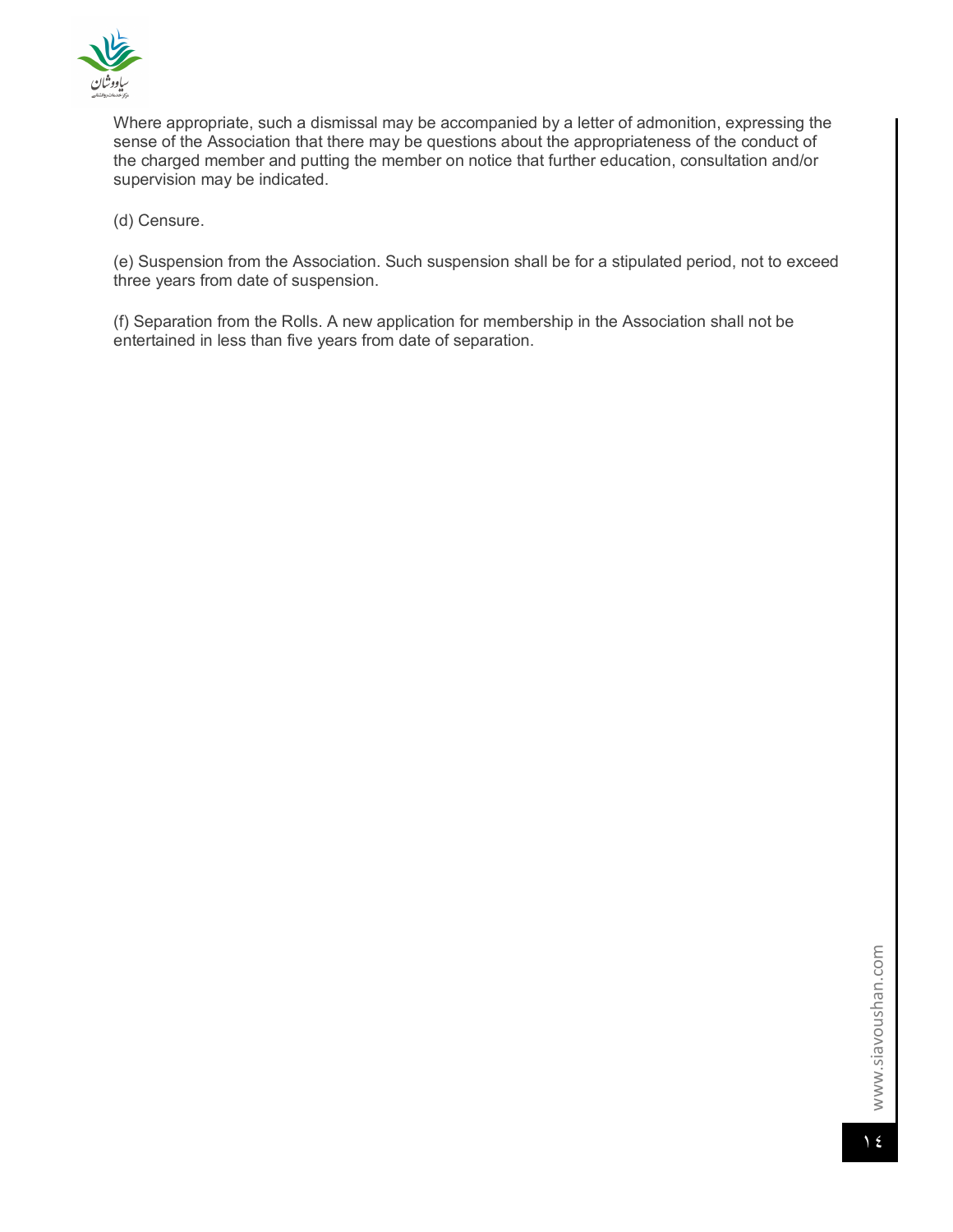Where appropriate, such a dismissal may be accompanied by a letter of admonition, expressing the sense of the Association that there may be questions about the appropriateness of the conduct of the charged member and putting the member on notice that further education, consultation and/or supervision may be indicated.

(d) Censure.

(e) Suspension from the Association. Such suspension shall be for a stipulated period, not to exceed three years from date of suspension.

(f) Separation from the Rolls. A new application for membership in the Association shall not be entertained in less than five years from date of separation.